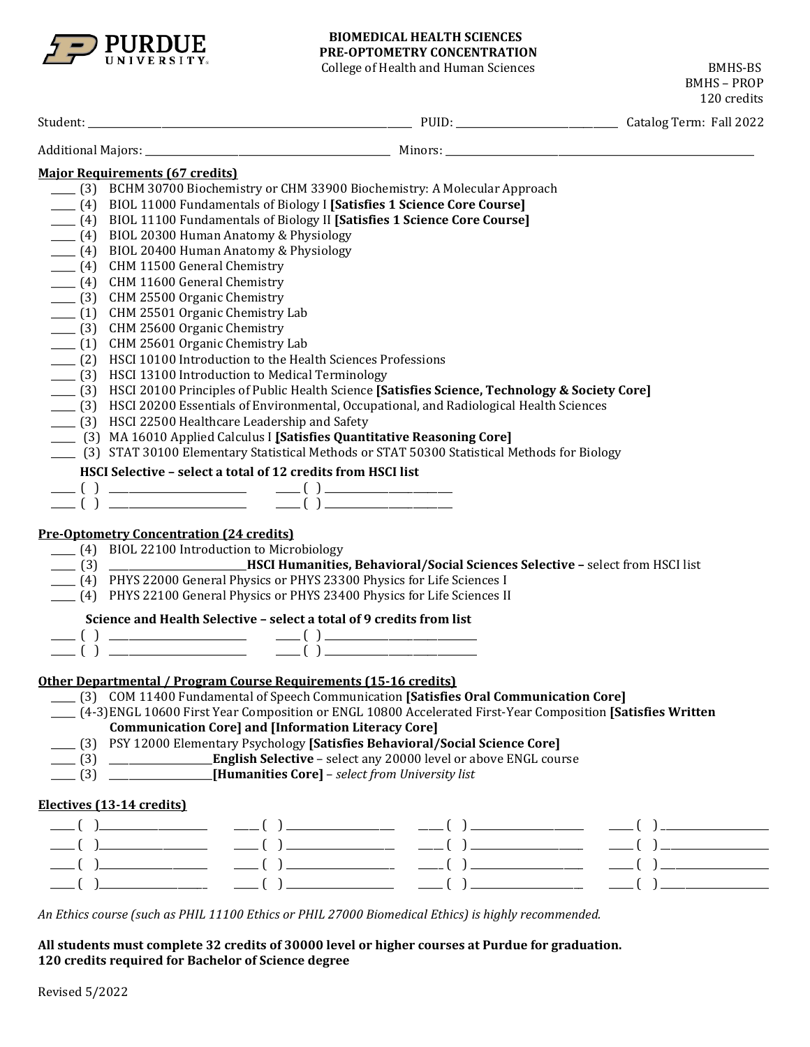**PURDUE UNIVERSITY**

# BIOMEDICAL HEALTH SCIENCES
## PRE-OPTOMETRY CONCENTRATION

College of Health and Human Sciences

BMHS-BS
BMHS – PROP
120 credits

Student: ______________________ PUID: ______________ Catalog Term: Fall 2022

Additional Majors: ______________________ Minors: ______________________

### Major Requirements (67 credits)

- ____ (3) BCHM 30700 Biochemistry or CHM 33900 Biochemistry: A Molecular Approach
- ____ (4) BIOL 11000 Fundamentals of Biology I **[Satisfies 1 Science Core Course]**
- ____ (4) BIOL 11100 Fundamentals of Biology II **[Satisfies 1 Science Core Course]**
- ____ (4) BIOL 20300 Human Anatomy & Physiology
- ____ (4) BIOL 20400 Human Anatomy & Physiology
- ____ (4) CHM 11500 General Chemistry
- ____ (4) CHM 11600 General Chemistry
- ____ (3) CHM 25500 Organic Chemistry
- ____ (1) CHM 25501 Organic Chemistry Lab
- ____ (3) CHM 25600 Organic Chemistry
- ____ (1) CHM 25601 Organic Chemistry Lab
- ____ (2) HSCI 10100 Introduction to the Health Sciences Professions
- ____ (3) HSCI 13100 Introduction to Medical Terminology
- ____ (3) HSCI 20100 Principles of Public Health Science **[Satisfies Science, Technology & Society Core]**
- ____ (3) HSCI 20200 Essentials of Environmental, Occupational, and Radiological Health Sciences
- ____ (3) HSCI 22500 Healthcare Leadership and Safety
- ____ (3) MA 16010 Applied Calculus I **[Satisfies Quantitative Reasoning Core]**
- ____ (3) STAT 30100 Elementary Statistical Methods or STAT 50300 Statistical Methods for Biology

**HSCI Selective – select a total of 12 credits from HSCI list**

- ____ ( ) ______________ ____ ( ) ______________
- ____ ( ) ______________ ____ ( ) ______________

### Pre-Optometry Concentration (24 credits)

- ____ (4) BIOL 22100 Introduction to Microbiology
- ____ (3) ______________ **HSCI Humanities, Behavioral/Social Sciences Selective –** select from HSCI list
- ____ (4) PHYS 22000 General Physics or PHYS 23300 Physics for Life Sciences I
- ____ (4) PHYS 22100 General Physics or PHYS 23400 Physics for Life Sciences II

**Science and Health Selective – select a total of 9 credits from list**

- ____ ( ) ______________ ____ ( ) ______________
- ____ ( ) ______________ ____ ( ) ______________

### Other Departmental / Program Course Requirements (15-16 credits)

- ____ (3) COM 11400 Fundamental of Speech Communication **[Satisfies Oral Communication Core]**
- ____ (4-3) ENGL 10600 First Year Composition or ENGL 10800 Accelerated First-Year Composition **[Satisfies Written Communication Core] and [Information Literacy Core]**
- ____ (3) PSY 12000 Elementary Psychology **[Satisfies Behavioral/Social Science Core]**
- ____ (3) ______________ **English Selective** – select any 20000 level or above ENGL course
- ____ (3) ______________ **[Humanities Core]** – *select from University list*

### Electives (13-14 credits)

- ____ ( ) ______________ ____ ( ) ______________ ____ ( ) ______________ ____ ( ) ______________
- ____ ( ) ______________ ____ ( ) ______________ ____ ( ) ______________ ____ ( ) ______________
- ____ ( ) ______________ ____ ( ) ______________ ____ ( ) ______________ ____ ( ) ______________
- ____ ( ) ______________ ____ ( ) ______________ ____ ( ) ______________ ____ ( ) ______________

*An Ethics course (such as PHIL 11100 Ethics or PHIL 27000 Biomedical Ethics) is highly recommended.*

**All students must complete 32 credits of 30000 level or higher courses at Purdue for graduation.**
**120 credits required for Bachelor of Science degree**

Revised 5/2022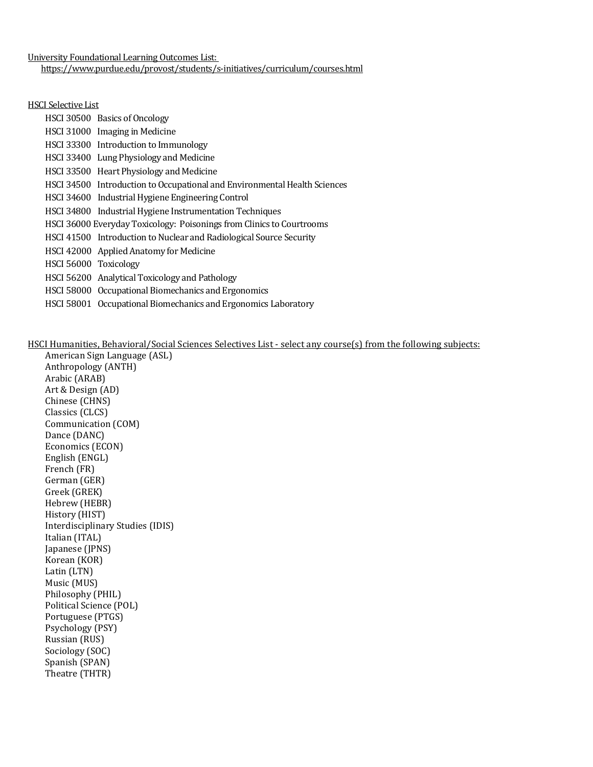University Foundational Learning Outcomes List:
https://www.purdue.edu/provost/students/s-initiatives/curriculum/courses.html

HSCI Selective List

- HSCI 30500 Basics of Oncology
- HSCI 31000 Imaging in Medicine
- HSCI 33300 Introduction to Immunology
- HSCI 33400 Lung Physiology and Medicine
- HSCI 33500 Heart Physiology and Medicine
- HSCI 34500 Introduction to Occupational and Environmental Health Sciences
- HSCI 34600 Industrial Hygiene Engineering Control
- HSCI 34800 Industrial Hygiene Instrumentation Techniques
- HSCI 36000 Everyday Toxicology: Poisonings from Clinics to Courtrooms
- HSCI 41500 Introduction to Nuclear and Radiological Source Security
- HSCI 42000 Applied Anatomy for Medicine
- HSCI 56000 Toxicology
- HSCI 56200 Analytical Toxicology and Pathology
- HSCI 58000 Occupational Biomechanics and Ergonomics
- HSCI 58001 Occupational Biomechanics and Ergonomics Laboratory

HSCI Humanities, Behavioral/Social Sciences Selectives List - select any course(s) from the following subjects:

- American Sign Language (ASL)
- Anthropology (ANTH)
- Arabic (ARAB)
- Art & Design (AD)
- Chinese (CHNS)
- Classics (CLCS)
- Communication (COM)
- Dance (DANC)
- Economics (ECON)
- English (ENGL)
- French (FR)
- German (GER)
- Greek (GREK)
- Hebrew (HEBR)
- History (HIST)
- Interdisciplinary Studies (IDIS)
- Italian (ITAL)
- Japanese (JPNS)
- Korean (KOR)
- Latin (LTN)
- Music (MUS)
- Philosophy (PHIL)
- Political Science (POL)
- Portuguese (PTGS)
- Psychology (PSY)
- Russian (RUS)
- Sociology (SOC)
- Spanish (SPAN)
- Theatre (THTR)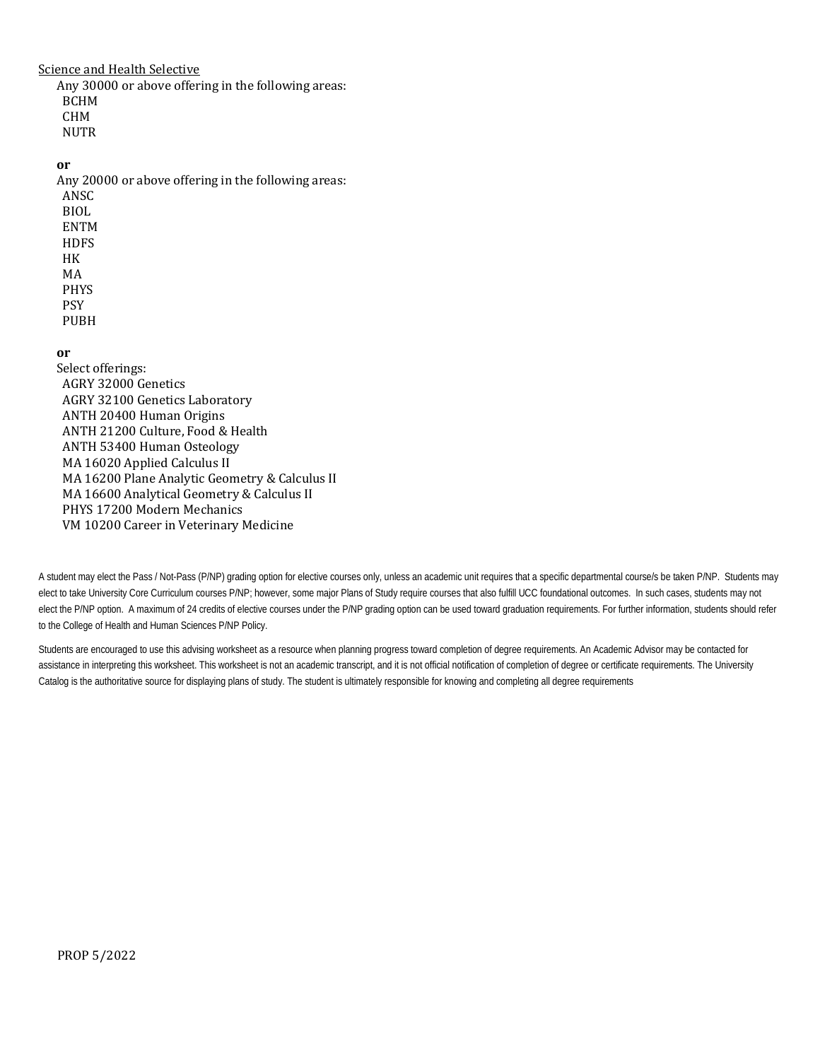Science and Health Selective

Any 30000 or above offering in the following areas:

- BCHM
- CHM
- NUTR

**or**

Any 20000 or above offering in the following areas:

- ANSC
- BIOL
- ENTM
- HDFS
- HK
- MA
- PHYS
- PSY
- PUBH

**or**

Select offerings:

- AGRY 32000 Genetics
- AGRY 32100 Genetics Laboratory
- ANTH 20400 Human Origins
- ANTH 21200 Culture, Food & Health
- ANTH 53400 Human Osteology
- MA 16020 Applied Calculus II
- MA 16200 Plane Analytic Geometry & Calculus II
- MA 16600 Analytical Geometry & Calculus II
- PHYS 17200 Modern Mechanics
- VM 10200 Career in Veterinary Medicine

A student may elect the Pass / Not-Pass (P/NP) grading option for elective courses only, unless an academic unit requires that a specific departmental course/s be taken P/NP. Students may elect to take University Core Curriculum courses P/NP; however, some major Plans of Study require courses that also fulfill UCC foundational outcomes. In such cases, students may not elect the P/NP option. A maximum of 24 credits of elective courses under the P/NP grading option can be used toward graduation requirements. For further information, students should refer to the College of Health and Human Sciences P/NP Policy.

Students are encouraged to use this advising worksheet as a resource when planning progress toward completion of degree requirements. An Academic Advisor may be contacted for assistance in interpreting this worksheet. This worksheet is not an academic transcript, and it is not official notification of completion of degree or certificate requirements. The University Catalog is the authoritative source for displaying plans of study. The student is ultimately responsible for knowing and completing all degree requirements

PROP 5/2022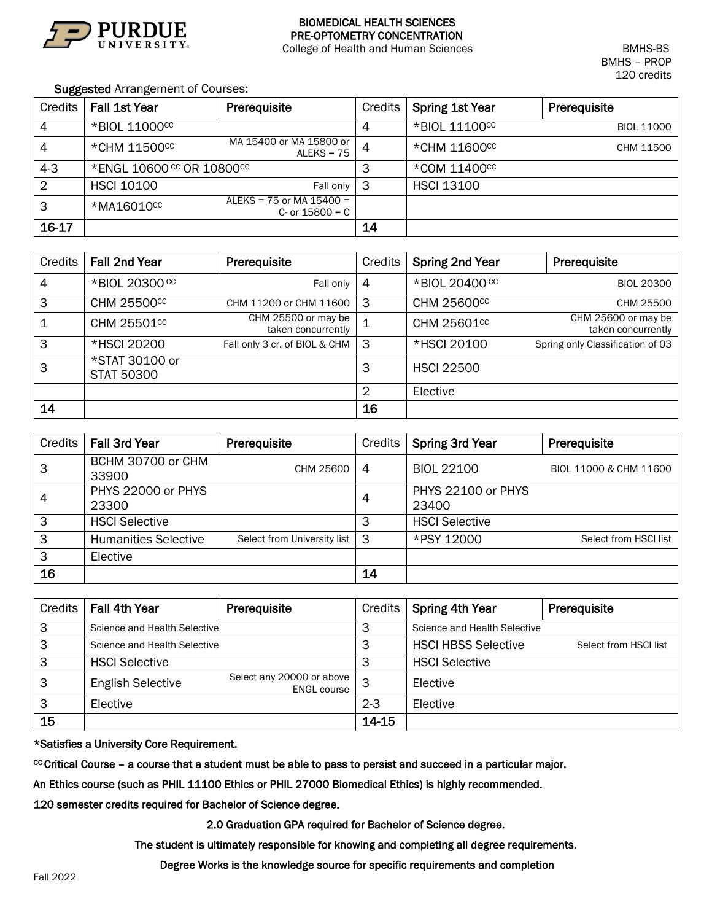**BIOMEDICAL HEALTH SCIENCES**
**PRE-OPTOMETRY CONCENTRATION**
College of Health and Human Sciences

BMHS-BS
BMHS – PROP
120 credits

**Suggested** Arrangement of Courses:

| Credits | Fall 1st Year | Prerequisite | Credits | Spring 1st Year | Prerequisite |
|---|---|---|---|---|---|
| 4 | *BIOL 11000[CC] | | 4 | *BIOL 11100[CC] | BIOL 11000 |
| 4 | *CHM 11500[CC] | MA 15400 or MA 15800 or ALEKS = 75 | 4 | *CHM 11600[CC] | CHM 11500 |
| 4-3 | *ENGL 10600 [CC] OR 10800[CC] | | 3 | *COM 11400[CC] | |
| 2 | HSCI 10100 | Fall only | 3 | HSCI 13100 | |
| 3 | *MA16010[CC] | ALEKS = 75 or MA 15400 = C- or 15800 = C | | | |
| **16-17** | | | **14** | | |

| Credits | Fall 2nd Year | Prerequisite | Credits | Spring 2nd Year | Prerequisite |
|---|---|---|---|---|---|
| 4 | *BIOL 20300 [CC] | Fall only | 4 | *BIOL 20400 [CC] | BIOL 20300 |
| 3 | CHM 25500[CC] | CHM 11200 or CHM 11600 | 3 | CHM 25600[CC] | CHM 25500 |
| 1 | CHM 25501[CC] | CHM 25500 or may be taken concurrently | 1 | CHM 25601[CC] | CHM 25600 or may be taken concurrently |
| 3 | *HSCI 20200 | Fall only 3 cr. of BIOL & CHM | 3 | *HSCI 20100 | Spring only Classification of 03 |
| 3 | *STAT 30100 or STAT 50300 | | 3 | HSCI 22500 | |
| | | | 2 | Elective | |
| **14** | | | **16** | | |

| Credits | Fall 3rd Year | Prerequisite | Credits | Spring 3rd Year | Prerequisite |
|---|---|---|---|---|---|
| 3 | BCHM 30700 or CHM 33900 | CHM 25600 | 4 | BIOL 22100 | BIOL 11000 & CHM 11600 |
| 4 | PHYS 22000 or PHYS 23300 | | 4 | PHYS 22100 or PHYS 23400 | |
| 3 | HSCI Selective | | 3 | HSCI Selective | |
| 3 | Humanities Selective | Select from University list | 3 | *PSY 12000 | Select from HSCI list |
| 3 | Elective | | | | |
| **16** | | | **14** | | |

| Credits | Fall 4th Year | Prerequisite | Credits | Spring 4th Year | Prerequisite |
|---|---|---|---|---|---|
| 3 | Science and Health Selective | | 3 | Science and Health Selective | |
| 3 | Science and Health Selective | | 3 | HSCI HBSS Selective | Select from HSCI list |
| 3 | HSCI Selective | | 3 | HSCI Selective | |
| 3 | English Selective | Select any 20000 or above ENGL course | 3 | Elective | |
| 3 | Elective | | 2-3 | Elective | |
| **15** | | | **14-15** | | |

***Satisfies a University Core Requirement.**

**[CC] Critical Course – a course that a student must be able to pass to persist and succeed in a particular major.**

**An Ethics course (such as PHIL 11100 Ethics or PHIL 27000 Biomedical Ethics) is highly recommended.**

**120 semester credits required for Bachelor of Science degree.**

**2.0 Graduation GPA required for Bachelor of Science degree.**

**The student is ultimately responsible for knowing and completing all degree requirements.**

**Degree Works is the knowledge source for specific requirements and completion**

Fall 2022